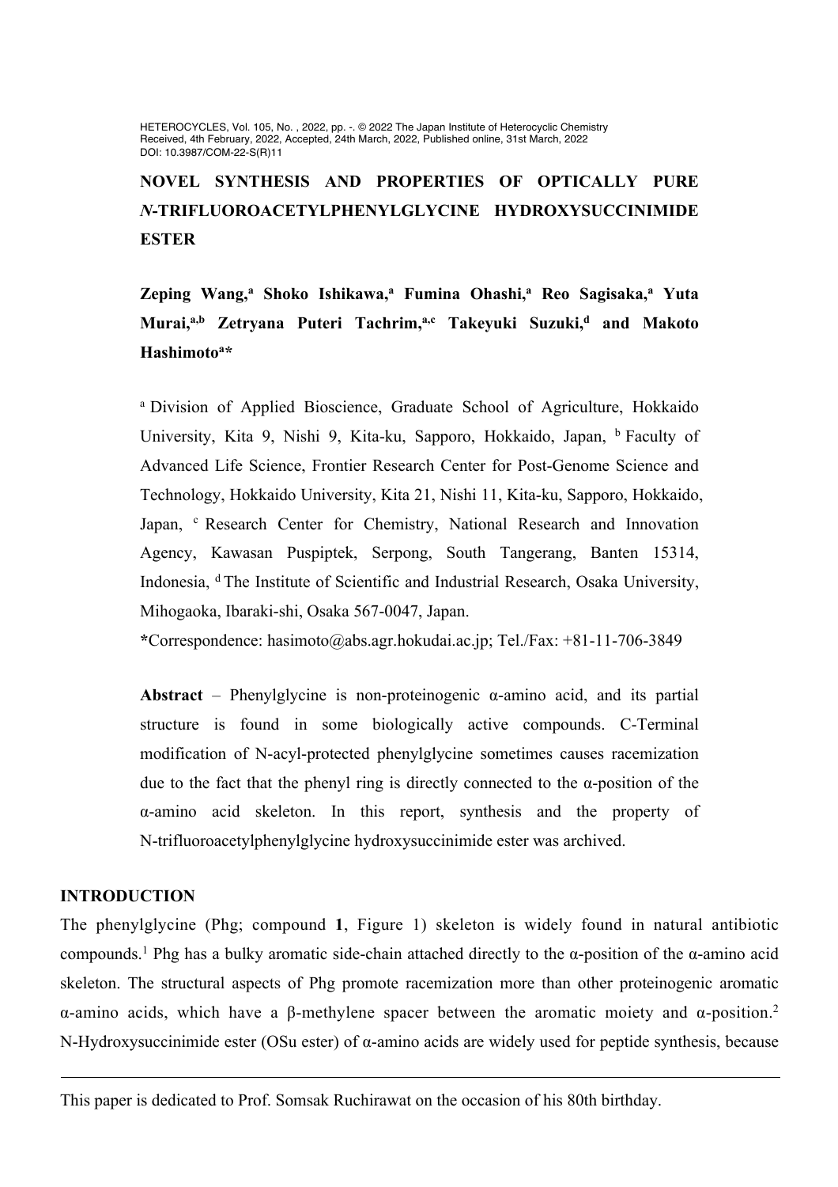# NOVEL SYNTHESIS AND PROPERTIES OF OPTICALLY PURE *N*-TRIFLUOROACETYLPHENYLGLYCINE HYDROXYSUCCINIMIDE ESTER

**Zeping Wang,[a] Shoko Ishikawa,[a] Fumina Ohashi,[a] Reo Sagisaka,[a] Yuta Murai,[a,b] Zetryana Puteri Tachrim,[a,c] Takeyuki Suzuki,[d] and Makoto Hashimoto[a*]**

[a] Division of Applied Bioscience, Graduate School of Agriculture, Hokkaido University, Kita 9, Nishi 9, Kita-ku, Sapporo, Hokkaido, Japan, [b] Faculty of Advanced Life Science, Frontier Research Center for Post-Genome Science and Technology, Hokkaido University, Kita 21, Nishi 11, Kita-ku, Sapporo, Hokkaido, Japan, [c] Research Center for Chemistry, National Research and Innovation Agency, Kawasan Puspiptek, Serpong, South Tangerang, Banten 15314, Indonesia, [d] The Institute of Scientific and Industrial Research, Osaka University, Mihogaoka, Ibaraki-shi, Osaka 567-0047, Japan.

*Correspondence: hasimoto@abs.agr.hokudai.ac.jp; Tel./Fax: +81-11-706-3849

**Abstract** – Phenylglycine is non-proteinogenic α-amino acid, and its partial structure is found in some biologically active compounds. C-Terminal modification of N-acyl-protected phenylglycine sometimes causes racemization due to the fact that the phenyl ring is directly connected to the α-position of the α-amino acid skeleton. In this report, synthesis and the property of N-trifluoroacetylphenylglycine hydroxysuccinimide ester was archived.

## INTRODUCTION

The phenylglycine (Phg; compound **1**, Figure 1) skeleton is widely found in natural antibiotic compounds.[1] Phg has a bulky aromatic side-chain attached directly to the α-position of the α-amino acid skeleton. The structural aspects of Phg promote racemization more than other proteinogenic aromatic α-amino acids, which have a β-methylene spacer between the aromatic moiety and α-position.[2] N-Hydroxysuccinimide ester (OSu ester) of α-amino acids are widely used for peptide synthesis, because

This paper is dedicated to Prof. Somsak Ruchirawat on the occasion of his 80th birthday.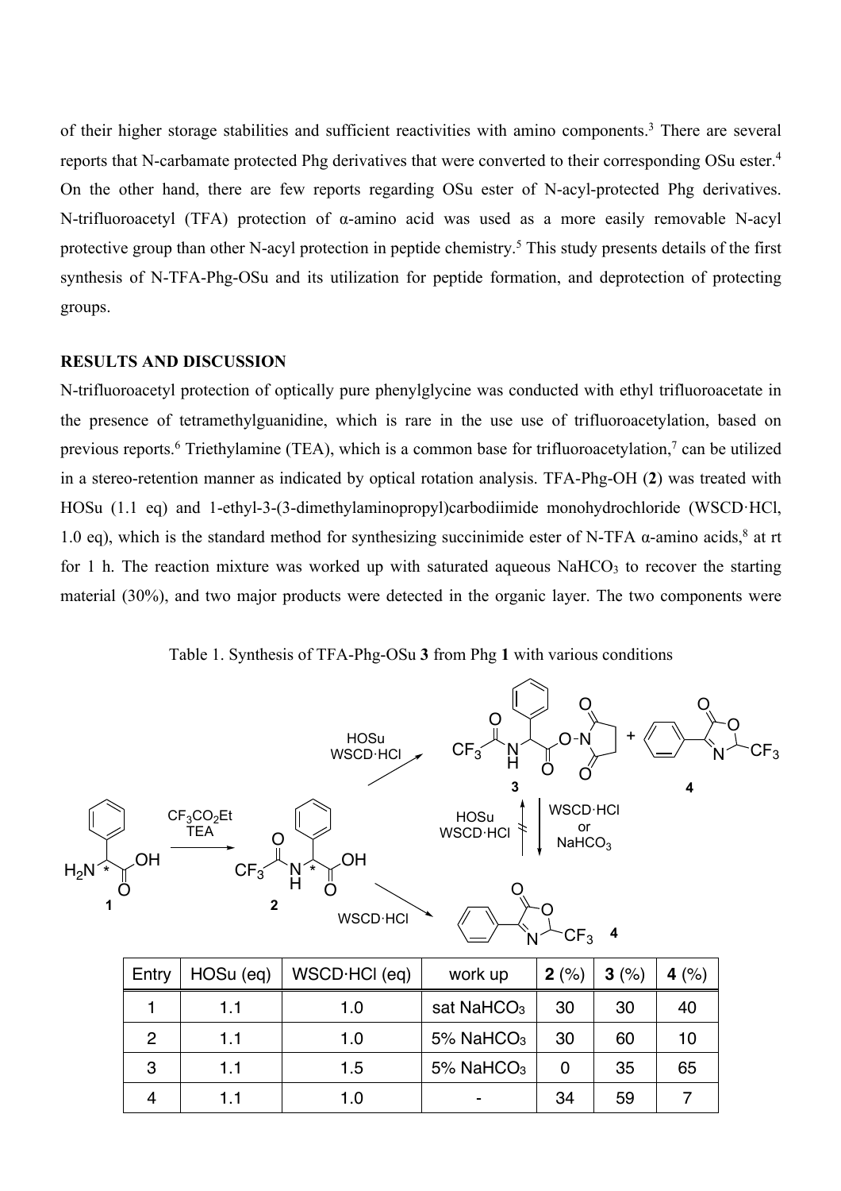of their higher storage stabilities and sufficient reactivities with amino components.[3] There are several reports that N-carbamate protected Phg derivatives that were converted to their corresponding OSu ester.[4] On the other hand, there are few reports regarding OSu ester of N-acyl-protected Phg derivatives. N-trifluoroacetyl (TFA) protection of α-amino acid was used as a more easily removable N-acyl protective group than other N-acyl protection in peptide chemistry.[5] This study presents details of the first synthesis of N-TFA-Phg-OSu and its utilization for peptide formation, and deprotection of protecting groups.

## RESULTS AND DISCUSSION

N-trifluoroacetyl protection of optically pure phenylglycine was conducted with ethyl trifluoroacetate in the presence of tetramethylguanidine, which is rare in the use use of trifluoroacetylation, based on previous reports.[6] Triethylamine (TEA), which is a common base for trifluoroacetylation,[7] can be utilized in a stereo-retention manner as indicated by optical rotation analysis. TFA-Phg-OH (**2**) was treated with HOSu (1.1 eq) and 1-ethyl-3-(3-dimethylaminopropyl)carbodiimide monohydrochloride (WSCD·HCl, 1.0 eq), which is the standard method for synthesizing succinimide ester of N-TFA α-amino acids,[8] at rt for 1 h. The reaction mixture was worked up with saturated aqueous $NaHCO_3$ to recover the starting material (30%), and two major products were detected in the organic layer. The two components were

Table 1. Synthesis of TFA-Phg-OSu **3** from Phg **1** with various conditions

| Entry | HOSu (eq) | WSCD·HCl (eq) | work up | **2** (%) | **3** (%) | **4** (%) |
|---|---|---|---|---|---|---|
| 1 | 1.1 | 1.0 | sat $NaHCO_3$ | 30 | 30 | 40 |
| 2 | 1.1 | 1.0 | 5% $NaHCO_3$ | 30 | 60 | 10 |
| 3 | 1.1 | 1.5 | 5% $NaHCO_3$ | 0 | 35 | 65 |
| 4 | 1.1 | 1.0 | - | 34 | 59 | 7 |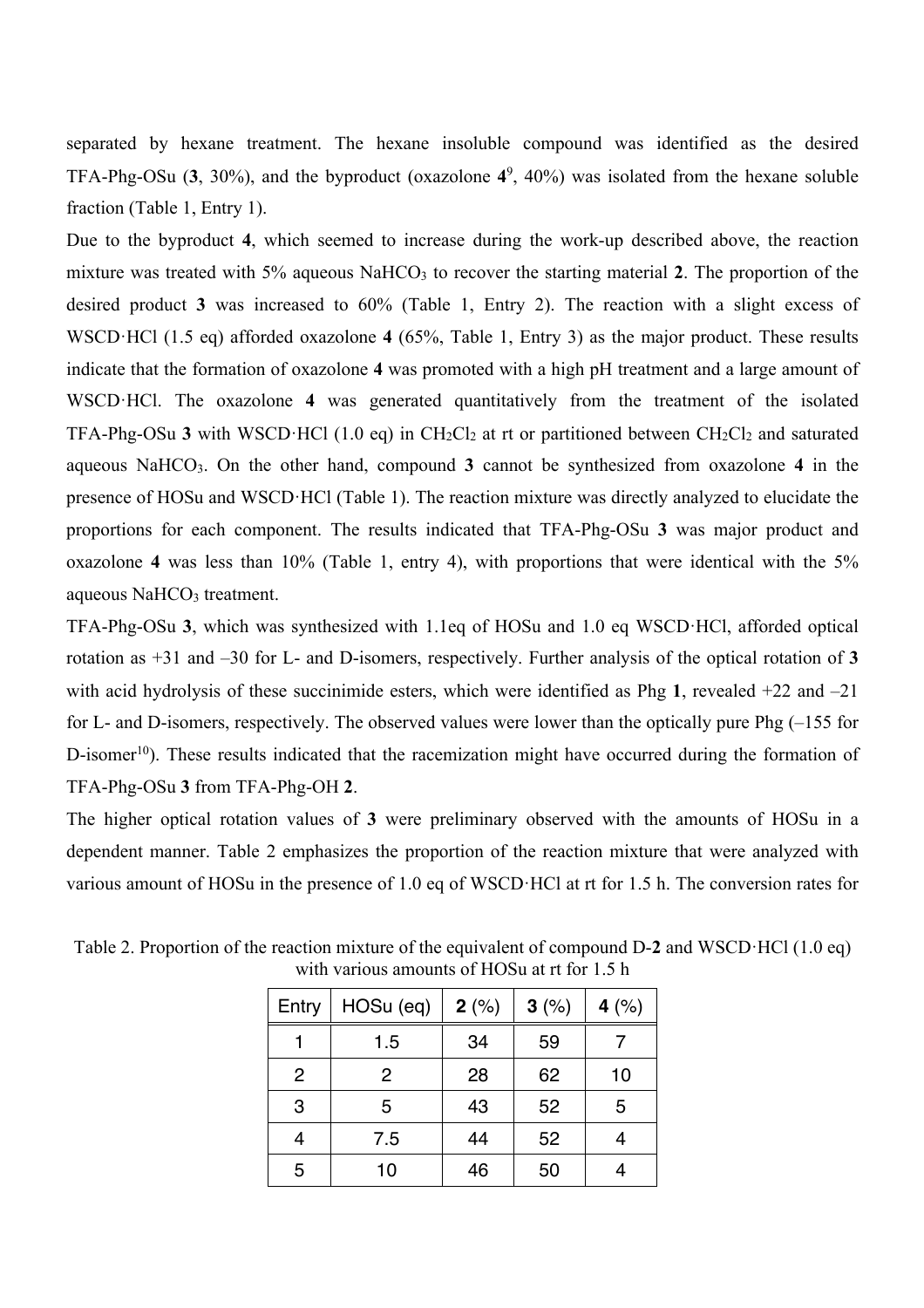separated by hexane treatment. The hexane insoluble compound was identified as the desired TFA-Phg-OSu (**3**, 30%), and the byproduct (oxazolone **4**[9], 40%) was isolated from the hexane soluble fraction (Table 1, Entry 1).

Due to the byproduct **4**, which seemed to increase during the work-up described above, the reaction mixture was treated with 5% aqueous $NaHCO_3$ to recover the starting material **2**. The proportion of the desired product **3** was increased to 60% (Table 1, Entry 2). The reaction with a slight excess of WSCD·HCl (1.5 eq) afforded oxazolone **4** (65%, Table 1, Entry 3) as the major product. These results indicate that the formation of oxazolone **4** was promoted with a high pH treatment and a large amount of WSCD·HCl. The oxazolone **4** was generated quantitatively from the treatment of the isolated TFA-Phg-OSu **3** with WSCD·HCl (1.0 eq) in $CH_2Cl_2$ at rt or partitioned between $CH_2Cl_2$ and saturated aqueous $NaHCO_3$. On the other hand, compound **3** cannot be synthesized from oxazolone **4** in the presence of HOSu and WSCD·HCl (Table 1). The reaction mixture was directly analyzed to elucidate the proportions for each component. The results indicated that TFA-Phg-OSu **3** was major product and oxazolone **4** was less than 10% (Table 1, entry 4), with proportions that were identical with the 5% aqueous $NaHCO_3$ treatment.

TFA-Phg-OSu **3**, which was synthesized with 1.1eq of HOSu and 1.0 eq WSCD·HCl, afforded optical rotation as +31 and –30 for L- and D-isomers, respectively. Further analysis of the optical rotation of **3** with acid hydrolysis of these succinimide esters, which were identified as Phg **1**, revealed +22 and –21 for L- and D-isomers, respectively. The observed values were lower than the optically pure Phg (–155 for D-isomer[10]). These results indicated that the racemization might have occurred during the formation of TFA-Phg-OSu **3** from TFA-Phg-OH **2**.

The higher optical rotation values of **3** were preliminary observed with the amounts of HOSu in a dependent manner. Table 2 emphasizes the proportion of the reaction mixture that were analyzed with various amount of HOSu in the presence of 1.0 eq of WSCD·HCl at rt for 1.5 h. The conversion rates for

Table 2. Proportion of the reaction mixture of the equivalent of compound D-**2** and WSCD·HCl (1.0 eq) with various amounts of HOSu at rt for 1.5 h

| Entry | HOSu (eq) | **2** (%) | **3** (%) | **4** (%) |
|---|---|---|---|---|
| 1 | 1.5 | 34 | 59 | 7 |
| 2 | 2 | 28 | 62 | 10 |
| 3 | 5 | 43 | 52 | 5 |
| 4 | 7.5 | 44 | 52 | 4 |
| 5 | 10 | 46 | 50 | 4 |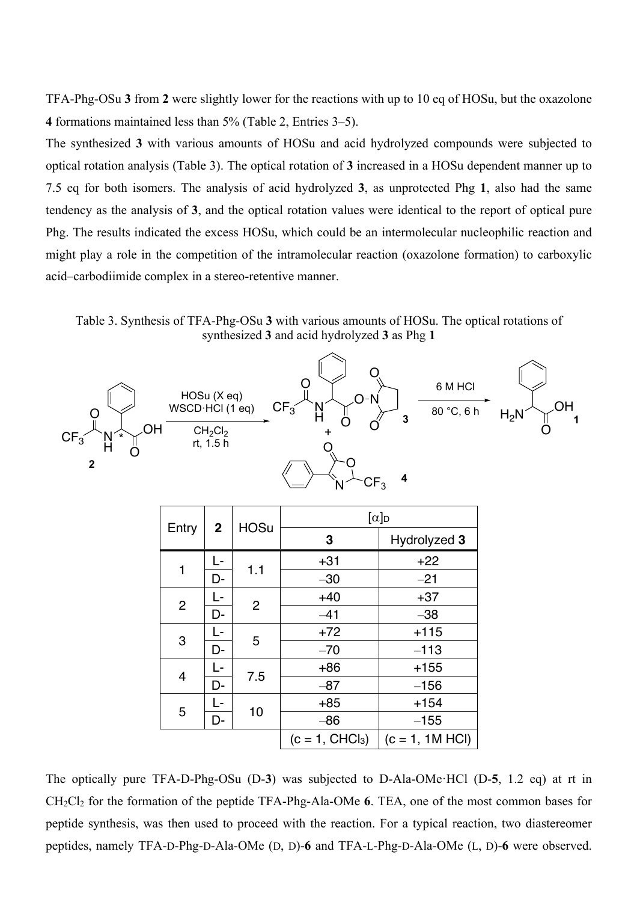TFA-Phg-OSu **3** from **2** were slightly lower for the reactions with up to 10 eq of HOSu, but the oxazolone **4** formations maintained less than 5% (Table 2, Entries 3–5).

The synthesized **3** with various amounts of HOSu and acid hydrolyzed compounds were subjected to optical rotation analysis (Table 3). The optical rotation of **3** increased in a HOSu dependent manner up to 7.5 eq for both isomers. The analysis of acid hydrolyzed **3**, as unprotected Phg **1**, also had the same tendency as the analysis of **3**, and the optical rotation values were identical to the report of optical pure Phg. The results indicated the excess HOSu, which could be an intermolecular nucleophilic reaction and might play a role in the competition of the intramolecular reaction (oxazolone formation) to carboxylic acid–carbodiimide complex in a stereo-retentive manner.

Table 3. Synthesis of TFA-Phg-OSu **3** with various amounts of HOSu. The optical rotations of synthesized **3** and acid hydrolyzed **3** as Phg **1**

**2** → [HOSu (X eq), WSCD·HCl (1 eq), $CH_2Cl_2$, rt, 1.5 h] → **3** + **4** → [6 M HCl, 80 °C, 6 h] → **1**

| Entry | 2 | HOSu | $[\alpha]_D$ | |
|---|---|---|---|---|
| | | | **3** | Hydrolyzed **3** |
| 1 | L- | 1.1 | +31 | +22 |
| | D- | | –30 | –21 |
| 2 | L- | 2 | +40 | +37 |
| | D- | | –41 | –38 |
| 3 | L- | 5 | +72 | +115 |
| | D- | | –70 | –113 |
| 4 | L- | 7.5 | +86 | +155 |
| | D- | | –87 | –156 |
| 5 | L- | 10 | +85 | +154 |
| | D- | | –86 | –155 |
| | | | (c = 1, $CHCl_3$) | (c = 1, 1M HCl) |

The optically pure TFA-D-Phg-OSu (D-**3**) was subjected to D-Ala-OMe·HCl (D-**5**, 1.2 eq) at rt in $CH_2Cl_2$ for the formation of the peptide TFA-Phg-Ala-OMe **6**. TEA, one of the most common bases for peptide synthesis, was then used to proceed with the reaction. For a typical reaction, two diastereomer peptides, namely TFA-D-Phg-D-Ala-OMe (D, D)-**6** and TFA-L-Phg-D-Ala-OMe (L, D)-**6** were observed.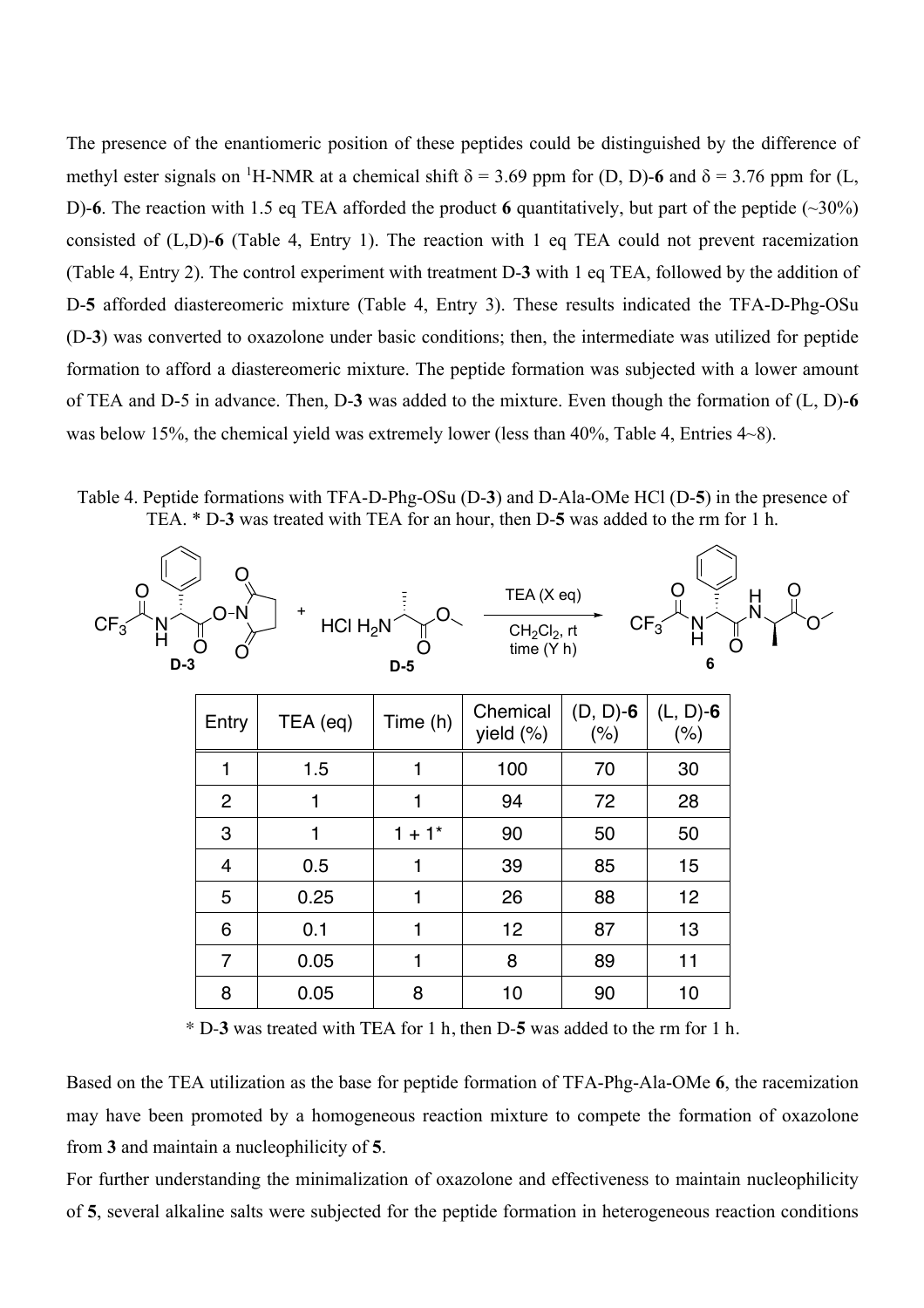The presence of the enantiomeric position of these peptides could be distinguished by the difference of methyl ester signals on $^1$H-NMR at a chemical shift $\delta$ = 3.69 ppm for (D, D)-**6** and $\delta$ = 3.76 ppm for (L, D)-**6**. The reaction with 1.5 eq TEA afforded the product **6** quantitatively, but part of the peptide (~30%) consisted of (L,D)-**6** (Table 4, Entry 1). The reaction with 1 eq TEA could not prevent racemization (Table 4, Entry 2). The control experiment with treatment D-**3** with 1 eq TEA, followed by the addition of D-**5** afforded diastereomeric mixture (Table 4, Entry 3). These results indicated the TFA-D-Phg-OSu (D-**3**) was converted to oxazolone under basic conditions; then, the intermediate was utilized for peptide formation to afford a diastereomeric mixture. The peptide formation was subjected with a lower amount of TEA and D-5 in advance. Then, D-**3** was added to the mixture. Even though the formation of (L, D)-**6** was below 15%, the chemical yield was extremely lower (less than 40%, Table 4, Entries 4~8).

Table 4. Peptide formations with TFA-D-Phg-OSu (D-**3**) and D-Ala-OMe HCl (D-**5**) in the presence of TEA. * D-**3** was treated with TEA for an hour, then D-**5** was added to the rm for 1 h.

D-**3** + D-**5** → **6** (TEA (X eq), $CH_2Cl_2$, rt, time (Y h))

| Entry | TEA (eq) | Time (h) | Chemical yield (%) | (D, D)-**6** (%) | (L, D)-**6** (%) |
|---|---|---|---|---|---|
| 1 | 1.5 | 1 | 100 | 70 | 30 |
| 2 | 1 | 1 | 94 | 72 | 28 |
| 3 | 1 | 1 + 1* | 90 | 50 | 50 |
| 4 | 0.5 | 1 | 39 | 85 | 15 |
| 5 | 0.25 | 1 | 26 | 88 | 12 |
| 6 | 0.1 | 1 | 12 | 87 | 13 |
| 7 | 0.05 | 1 | 8 | 89 | 11 |
| 8 | 0.05 | 8 | 10 | 90 | 10 |

* D-**3** was treated with TEA for 1 h, then D-**5** was added to the rm for 1 h.

Based on the TEA utilization as the base for peptide formation of TFA-Phg-Ala-OMe **6**, the racemization may have been promoted by a homogeneous reaction mixture to compete the formation of oxazolone from **3** and maintain a nucleophilicity of **5**.

For further understanding the minimalization of oxazolone and effectiveness to maintain nucleophilicity of **5**, several alkaline salts were subjected for the peptide formation in heterogeneous reaction conditions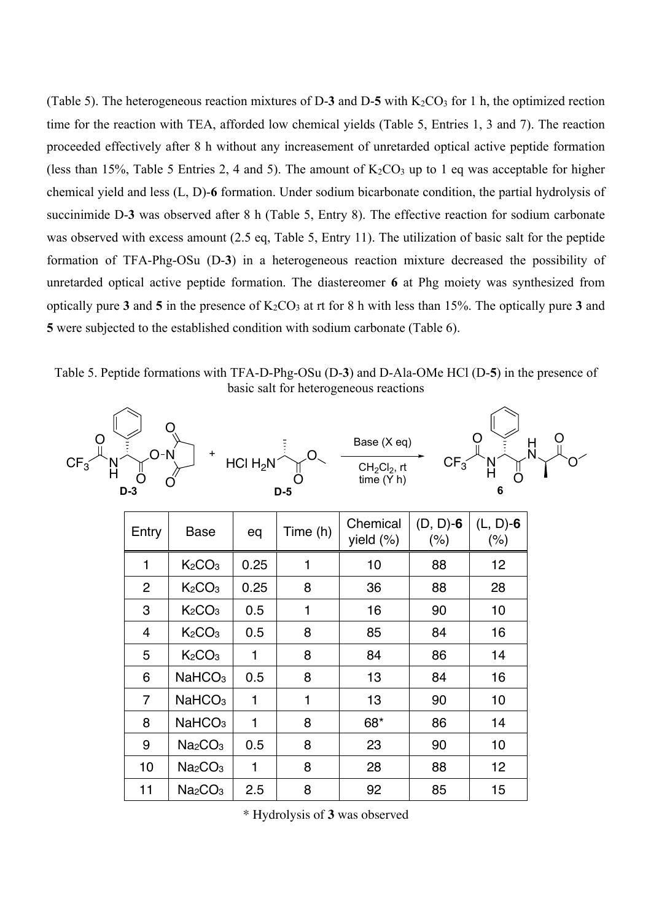(Table 5). The heterogeneous reaction mixtures of D-**3** and D-**5** with $K_2CO_3$ for 1 h, the optimized rection time for the reaction with TEA, afforded low chemical yields (Table 5, Entries 1, 3 and 7). The reaction proceeded effectively after 8 h without any increasement of unretarded optical active peptide formation (less than 15%, Table 5 Entries 2, 4 and 5). The amount of $K_2CO_3$ up to 1 eq was acceptable for higher chemical yield and less (L, D)-**6** formation. Under sodium bicarbonate condition, the partial hydrolysis of succinimide D-**3** was observed after 8 h (Table 5, Entry 8). The effective reaction for sodium carbonate was observed with excess amount (2.5 eq, Table 5, Entry 11). The utilization of basic salt for the peptide formation of TFA-Phg-OSu (D-**3**) in a heterogeneous reaction mixture decreased the possibility of unretarded optical active peptide formation. The diastereomer **6** at Phg moiety was synthesized from optically pure **3** and **5** in the presence of $K_2CO_3$ at rt for 8 h with less than 15%. The optically pure **3** and **5** were subjected to the established condition with sodium carbonate (Table 6).

Table 5. Peptide formations with TFA-D-Phg-OSu (D-**3**) and D-Ala-OMe HCl (D-**5**) in the presence of basic salt for heterogeneous reactions

D-**3** + D-**5** → **6** (Base (X eq), $CH_2Cl_2$, rt, time (Y h))

| Entry | Base | eq | Time (h) | Chemical yield (%) | (D, D)-**6** (%) | (L, D)-**6** (%) |
|---|---|---|---|---|---|---|
| 1 | $K_2CO_3$ | 0.25 | 1 | 10 | 88 | 12 |
| 2 | $K_2CO_3$ | 0.25 | 8 | 36 | 88 | 28 |
| 3 | $K_2CO_3$ | 0.5 | 1 | 16 | 90 | 10 |
| 4 | $K_2CO_3$ | 0.5 | 8 | 85 | 84 | 16 |
| 5 | $K_2CO_3$ | 1 | 8 | 84 | 86 | 14 |
| 6 | $NaHCO_3$ | 0.5 | 8 | 13 | 84 | 16 |
| 7 | $NaHCO_3$ | 1 | 1 | 13 | 90 | 10 |
| 8 | $NaHCO_3$ | 1 | 8 | 68* | 86 | 14 |
| 9 | $Na_2CO_3$ | 0.5 | 8 | 23 | 90 | 10 |
| 10 | $Na_2CO_3$ | 1 | 8 | 28 | 88 | 12 |
| 11 | $Na_2CO_3$ | 2.5 | 8 | 92 | 85 | 15 |

\* Hydrolysis of **3** was observed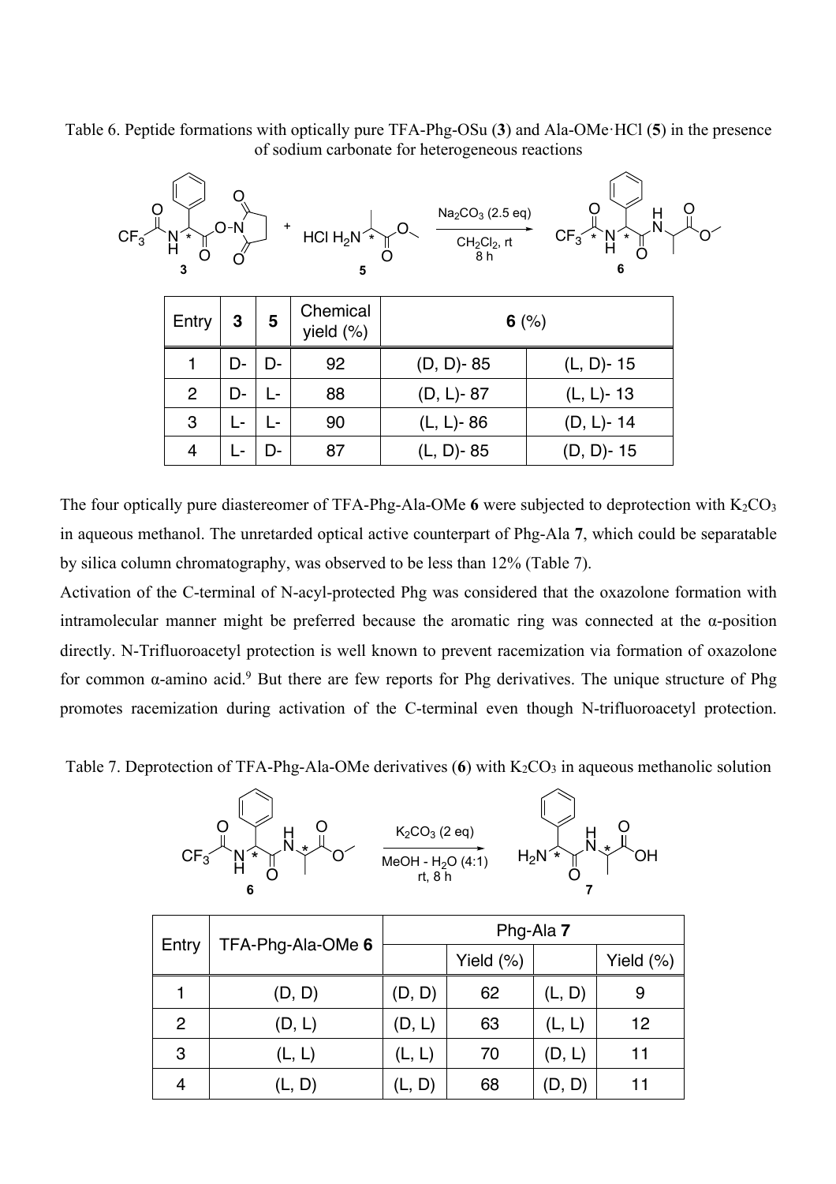Table 6. Peptide formations with optically pure TFA-Phg-OSu (**3**) and Ala-OMe·HCl (**5**) in the presence of sodium carbonate for heterogeneous reactions

| Entry | 3 | 5 | Chemical yield (%) | 6 (%) | |
|---|---|---|---|---|---|
| 1 | D- | D- | 92 | (D, D)- 85 | (L, D)- 15 |
| 2 | D- | L- | 88 | (D, L)- 87 | (L, L)- 13 |
| 3 | L- | L- | 90 | (L, L)- 86 | (D, L)- 14 |
| 4 | L- | D- | 87 | (L, D)- 85 | (D, D)- 15 |

The four optically pure diastereomer of TFA-Phg-Ala-OMe **6** were subjected to deprotection with $K_2CO_3$ in aqueous methanol. The unretarded optical active counterpart of Phg-Ala **7**, which could be separatable by silica column chromatography, was observed to be less than 12% (Table 7).

Activation of the C-terminal of N-acyl-protected Phg was considered that the oxazolone formation with intramolecular manner might be preferred because the aromatic ring was connected at the α-position directly. N-Trifluoroacetyl protection is well known to prevent racemization via formation of oxazolone for common α-amino acid.[9] But there are few reports for Phg derivatives. The unique structure of Phg promotes racemization during activation of the C-terminal even though N-trifluoroacetyl protection.

Table 7. Deprotection of TFA-Phg-Ala-OMe derivatives (**6**) with $K_2CO_3$ in aqueous methanolic solution

| Entry | TFA-Phg-Ala-OMe **6** | Phg-Ala **7** | | | |
|---|---|---|---|---|---|
| | | | Yield (%) | | Yield (%) |
| 1 | (D, D) | (D, D) | 62 | (L, D) | 9 |
| 2 | (D, L) | (D, L) | 63 | (L, L) | 12 |
| 3 | (L, L) | (L, L) | 70 | (D, L) | 11 |
| 4 | (L, D) | (L, D) | 68 | (D, D) | 11 |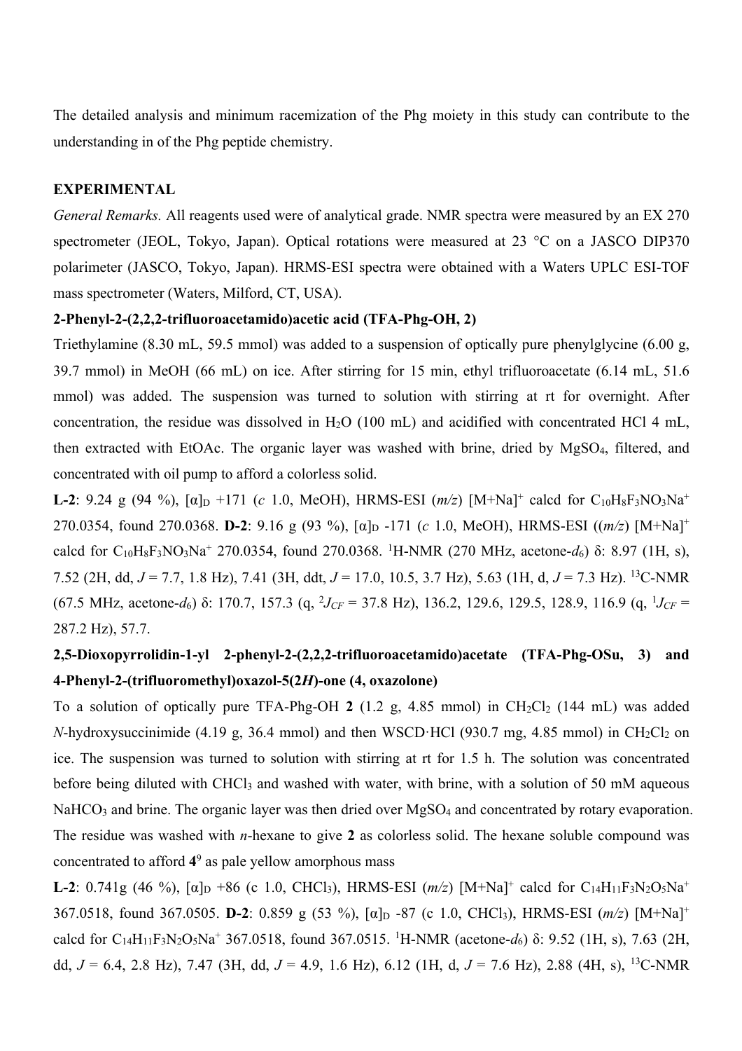The detailed analysis and minimum racemization of the Phg moiety in this study can contribute to the understanding in of the Phg peptide chemistry.

**EXPERIMENTAL**

*General Remarks.* All reagents used were of analytical grade. NMR spectra were measured by an EX 270 spectrometer (JEOL, Tokyo, Japan). Optical rotations were measured at 23 °C on a JASCO DIP370 polarimeter (JASCO, Tokyo, Japan). HRMS-ESI spectra were obtained with a Waters UPLC ESI-TOF mass spectrometer (Waters, Milford, CT, USA).

**2-Phenyl-2-(2,2,2-trifluoroacetamido)acetic acid (TFA-Phg-OH, 2)**

Triethylamine (8.30 mL, 59.5 mmol) was added to a suspension of optically pure phenylglycine (6.00 g, 39.7 mmol) in MeOH (66 mL) on ice. After stirring for 15 min, ethyl trifluoroacetate (6.14 mL, 51.6 mmol) was added. The suspension was turned to solution with stirring at rt for overnight. After concentration, the residue was dissolved in $H_2O$ (100 mL) and acidified with concentrated HCl 4 mL, then extracted with EtOAc. The organic layer was washed with brine, dried by $MgSO_4$, filtered, and concentrated with oil pump to afford a colorless solid.

**L-2**: 9.24 g (94 %), $[\alpha]_D$ +171 (*c* 1.0, MeOH), HRMS-ESI (*m/z*) $[M+Na]^+$ calcd for $C_{10}H_8F_3NO_3Na^+$ 270.0354, found 270.0368. **D-2**: 9.16 g (93 %), $[\alpha]_D$ -171 (*c* 1.0, MeOH), HRMS-ESI ((*m/z*) $[M+Na]^+$ calcd for $C_{10}H_8F_3NO_3Na^+$ 270.0354, found 270.0368. $^1$H-NMR (270 MHz, acetone-$d_6$) δ: 8.97 (1H, s), 7.52 (2H, dd, *J* = 7.7, 1.8 Hz), 7.41 (3H, ddt, *J* = 17.0, 10.5, 3.7 Hz), 5.63 (1H, d, *J* = 7.3 Hz). $^{13}$C-NMR (67.5 MHz, acetone-$d_6$) δ: 170.7, 157.3 (q, $^2J_{CF}$ = 37.8 Hz), 136.2, 129.6, 129.5, 128.9, 116.9 (q, $^1J_{CF}$ = 287.2 Hz), 57.7.

**2,5-Dioxopyrrolidin-1-yl 2-phenyl-2-(2,2,2-trifluoroacetamido)acetate (TFA-Phg-OSu, 3) and 4-Phenyl-2-(trifluoromethyl)oxazol-5(2*H*)-one (4, oxazolone)**

To a solution of optically pure TFA-Phg-OH **2** (1.2 g, 4.85 mmol) in $CH_2Cl_2$ (144 mL) was added *N*-hydroxysuccinimide (4.19 g, 36.4 mmol) and then WSCD·HCl (930.7 mg, 4.85 mmol) in $CH_2Cl_2$ on ice. The suspension was turned to solution with stirring at rt for 1.5 h. The solution was concentrated before being diluted with $CHCl_3$ and washed with water, with brine, with a solution of 50 mM aqueous $NaHCO_3$ and brine. The organic layer was then dried over $MgSO_4$ and concentrated by rotary evaporation. The residue was washed with *n*-hexane to give **2** as colorless solid. The hexane soluble compound was concentrated to afford **4**[9] as pale yellow amorphous mass

**L-2**: 0.741g (46 %), $[\alpha]_D$ +86 (c 1.0, $CHCl_3$), HRMS-ESI (*m/z*) $[M+Na]^+$ calcd for $C_{14}H_{11}F_3N_2O_5Na^+$ 367.0518, found 367.0505. **D-2**: 0.859 g (53 %), $[\alpha]_D$ -87 (c 1.0, $CHCl_3$), HRMS-ESI (*m/z*) $[M+Na]^+$ calcd for $C_{14}H_{11}F_3N_2O_5Na^+$ 367.0518, found 367.0515. $^1$H-NMR (acetone-$d_6$) δ: 9.52 (1H, s), 7.63 (2H, dd, *J* = 6.4, 2.8 Hz), 7.47 (3H, dd, *J* = 4.9, 1.6 Hz), 6.12 (1H, d, *J* = 7.6 Hz), 2.88 (4H, s), $^{13}$C-NMR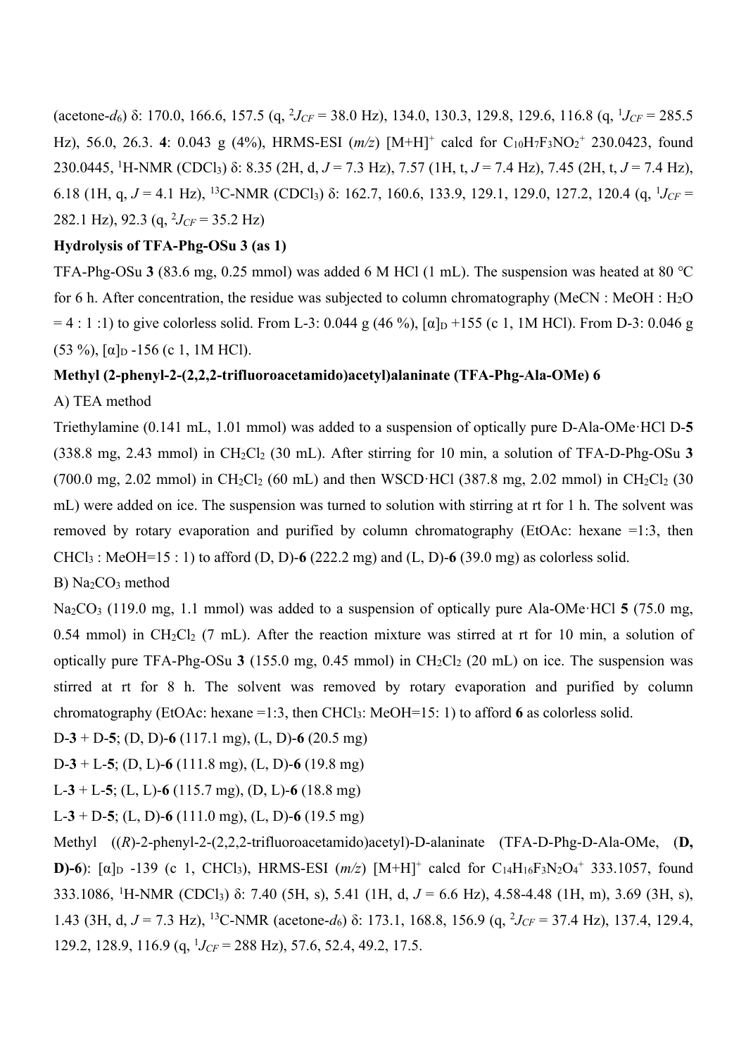(acetone-$d_6$) δ: 170.0, 166.6, 157.5 (q, $^2J_{CF}$ = 38.0 Hz), 134.0, 130.3, 129.8, 129.6, 116.8 (q, $^1J_{CF}$ = 285.5 Hz), 56.0, 26.3. **4**: 0.043 g (4%), HRMS-ESI (*m/z*) [M+H]$^+$ calcd for $C_{10}H_7F_3NO_2^+$ 230.0423, found 230.0445, $^1$H-NMR ($CDCl_3$) δ: 8.35 (2H, d, *J* = 7.3 Hz), 7.57 (1H, t, *J* = 7.4 Hz), 7.45 (2H, t, *J* = 7.4 Hz), 6.18 (1H, q, *J* = 4.1 Hz), $^{13}$C-NMR ($CDCl_3$) δ: 162.7, 160.6, 133.9, 129.1, 129.0, 127.2, 120.4 (q, $^1J_{CF}$ = 282.1 Hz), 92.3 (q, $^2J_{CF}$ = 35.2 Hz)

**Hydrolysis of TFA-Phg-OSu 3 (as 1)**

TFA-Phg-OSu **3** (83.6 mg, 0.25 mmol) was added 6 M HCl (1 mL). The suspension was heated at 80 °C for 6 h. After concentration, the residue was subjected to column chromatography (MeCN : MeOH : $H_2O$ = 4 : 1 :1) to give colorless solid. From L-3: 0.044 g (46 %), [α]$_D$ +155 (c 1, 1M HCl). From D-3: 0.046 g (53 %), [α]$_D$ -156 (c 1, 1M HCl).

**Methyl (2-phenyl-2-(2,2,2-trifluoroacetamido)acetyl)alaninate (TFA-Phg-Ala-OMe) 6**

A) TEA method

Triethylamine (0.141 mL, 1.01 mmol) was added to a suspension of optically pure D-Ala-OMe·HCl D-**5** (338.8 mg, 2.43 mmol) in $CH_2Cl_2$ (30 mL). After stirring for 10 min, a solution of TFA-D-Phg-OSu **3** (700.0 mg, 2.02 mmol) in $CH_2Cl_2$ (60 mL) and then WSCD·HCl (387.8 mg, 2.02 mmol) in $CH_2Cl_2$ (30 mL) were added on ice. The suspension was turned to solution with stirring at rt for 1 h. The solvent was removed by rotary evaporation and purified by column chromatography (EtOAc: hexane =1:3, then $CHCl_3$ : MeOH=15 : 1) to afford (D, D)-**6** (222.2 mg) and (L, D)-**6** (39.0 mg) as colorless solid.

B) $Na_2CO_3$ method

$Na_2CO_3$ (119.0 mg, 1.1 mmol) was added to a suspension of optically pure Ala-OMe·HCl **5** (75.0 mg, 0.54 mmol) in $CH_2Cl_2$ (7 mL). After the reaction mixture was stirred at rt for 10 min, a solution of optically pure TFA-Phg-OSu **3** (155.0 mg, 0.45 mmol) in $CH_2Cl_2$ (20 mL) on ice. The suspension was stirred at rt for 8 h. The solvent was removed by rotary evaporation and purified by column chromatography (EtOAc: hexane =1:3, then $CHCl_3$: MeOH=15: 1) to afford **6** as colorless solid.

D-**3** + D-**5**; (D, D)-**6** (117.1 mg), (L, D)-**6** (20.5 mg)

D-**3** + L-**5**; (D, L)-**6** (111.8 mg), (L, D)-**6** (19.8 mg)

L-**3** + L-**5**; (L, L)-**6** (115.7 mg), (D, L)-**6** (18.8 mg)

L-**3** + D-**5**; (L, D)-**6** (111.0 mg), (L, D)-**6** (19.5 mg)

Methyl ((*R*)-2-phenyl-2-(2,2,2-trifluoroacetamido)acetyl)-D-alaninate (TFA-D-Phg-D-Ala-OMe, (**D, D)-6**): [α]$_D$ -139 (c 1, $CHCl_3$), HRMS-ESI (*m/z*) [M+H]$^+$ calcd for $C_{14}H_{16}F_3N_2O_4^+$ 333.1057, found 333.1086, $^1$H-NMR ($CDCl_3$) δ: 7.40 (5H, s), 5.41 (1H, d, *J* = 6.6 Hz), 4.58-4.48 (1H, m), 3.69 (3H, s), 1.43 (3H, d, *J* = 7.3 Hz), $^{13}$C-NMR (acetone-$d_6$) δ: 173.1, 168.8, 156.9 (q, $^2J_{CF}$ = 37.4 Hz), 137.4, 129.4, 129.2, 128.9, 116.9 (q, $^1J_{CF}$ = 288 Hz), 57.6, 52.4, 49.2, 17.5.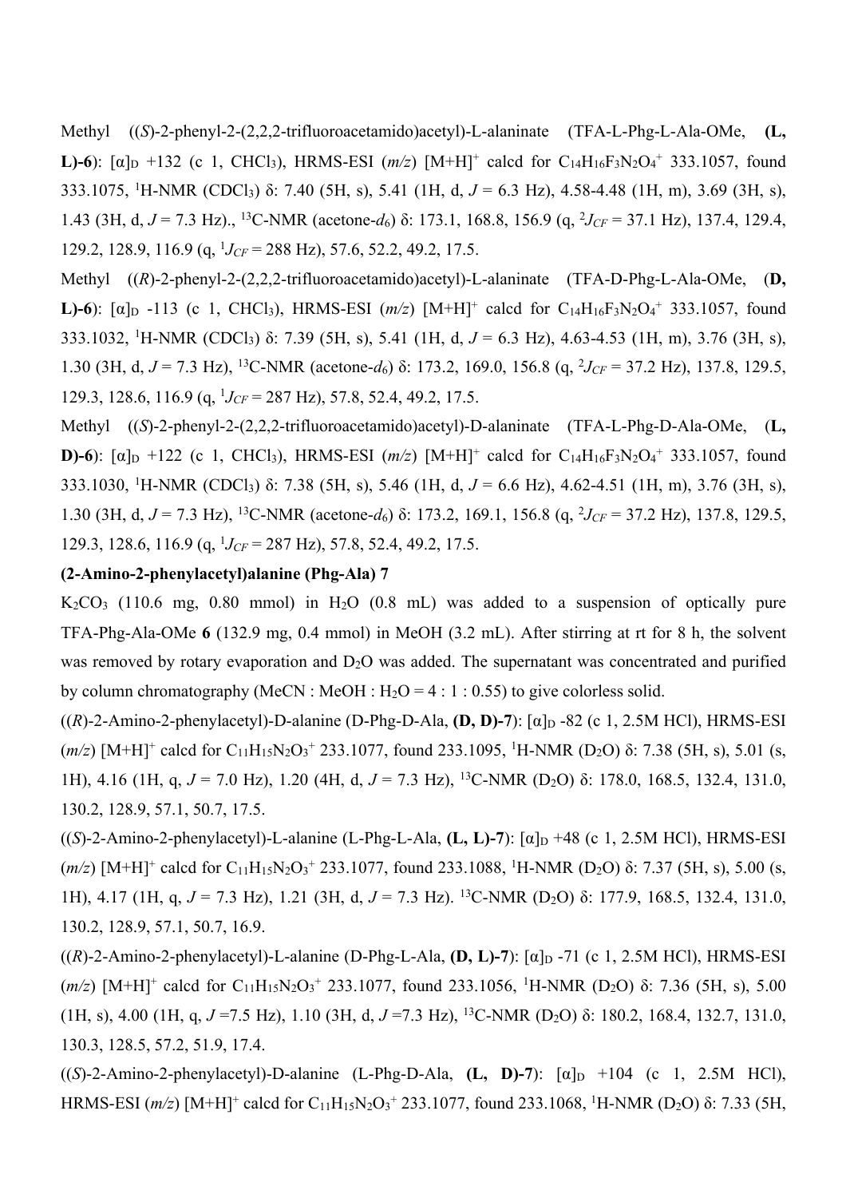Methyl ((*S*)-2-phenyl-2-(2,2,2-trifluoroacetamido)acetyl)-L-alaninate (TFA-L-Phg-L-Ala-OMe, **(L, L)-6**): $[\alpha]_D$ +132 (c 1, $CHCl_3$), HRMS-ESI (*m/z*) $[M+H]^+$ calcd for $C_{14}H_{16}F_3N_2O_4^+$ 333.1057, found 333.1075, $^1$H-NMR ($CDCl_3$) δ: 7.40 (5H, s), 5.41 (1H, d, *J* = 6.3 Hz), 4.58-4.48 (1H, m), 3.69 (3H, s), 1.43 (3H, d, *J* = 7.3 Hz)., $^{13}$C-NMR (acetone-$d_6$) δ: 173.1, 168.8, 156.9 (q, $^2J_{CF}$ = 37.1 Hz), 137.4, 129.4, 129.2, 128.9, 116.9 (q, $^1J_{CF}$ = 288 Hz), 57.6, 52.2, 49.2, 17.5.

Methyl ((*R*)-2-phenyl-2-(2,2,2-trifluoroacetamido)acetyl)-L-alaninate (TFA-D-Phg-L-Ala-OMe, **(D, L)-6**): $[\alpha]_D$ -113 (c 1, $CHCl_3$), HRMS-ESI (*m/z*) $[M+H]^+$ calcd for $C_{14}H_{16}F_3N_2O_4^+$ 333.1057, found 333.1032, $^1$H-NMR ($CDCl_3$) δ: 7.39 (5H, s), 5.41 (1H, d, *J* = 6.3 Hz), 4.63-4.53 (1H, m), 3.76 (3H, s), 1.30 (3H, d, *J* = 7.3 Hz), $^{13}$C-NMR (acetone-$d_6$) δ: 173.2, 169.0, 156.8 (q, $^2J_{CF}$ = 37.2 Hz), 137.8, 129.5, 129.3, 128.6, 116.9 (q, $^1J_{CF}$ = 287 Hz), 57.8, 52.4, 49.2, 17.5.

Methyl ((*S*)-2-phenyl-2-(2,2,2-trifluoroacetamido)acetyl)-D-alaninate (TFA-L-Phg-D-Ala-OMe, **(L, D)-6**): $[\alpha]_D$ +122 (c 1, $CHCl_3$), HRMS-ESI (*m/z*) $[M+H]^+$ calcd for $C_{14}H_{16}F_3N_2O_4^+$ 333.1057, found 333.1030, $^1$H-NMR ($CDCl_3$) δ: 7.38 (5H, s), 5.46 (1H, d, *J* = 6.6 Hz), 4.62-4.51 (1H, m), 3.76 (3H, s), 1.30 (3H, d, *J* = 7.3 Hz), $^{13}$C-NMR (acetone-$d_6$) δ: 173.2, 169.1, 156.8 (q, $^2J_{CF}$ = 37.2 Hz), 137.8, 129.5, 129.3, 128.6, 116.9 (q, $^1J_{CF}$ = 287 Hz), 57.8, 52.4, 49.2, 17.5.

**(2-Amino-2-phenylacetyl)alanine (Phg-Ala) 7**

$K_2CO_3$ (110.6 mg, 0.80 mmol) in $H_2O$ (0.8 mL) was added to a suspension of optically pure TFA-Phg-Ala-OMe **6** (132.9 mg, 0.4 mmol) in MeOH (3.2 mL). After stirring at rt for 8 h, the solvent was removed by rotary evaporation and $D_2O$ was added. The supernatant was concentrated and purified by column chromatography (MeCN : MeOH : $H_2O$ = 4 : 1 : 0.55) to give colorless solid.

((*R*)-2-Amino-2-phenylacetyl)-D-alanine (D-Phg-D-Ala, **(D, D)-7**): $[\alpha]_D$ -82 (c 1, 2.5M HCl), HRMS-ESI (*m/z*) $[M+H]^+$ calcd for $C_{11}H_{15}N_2O_3^+$ 233.1077, found 233.1095, $^1$H-NMR ($D_2O$) δ: 7.38 (5H, s), 5.01 (s, 1H), 4.16 (1H, q, *J* = 7.0 Hz), 1.20 (4H, d, *J* = 7.3 Hz), $^{13}$C-NMR ($D_2O$) δ: 178.0, 168.5, 132.4, 131.0, 130.2, 128.9, 57.1, 50.7, 17.5.

((*S*)-2-Amino-2-phenylacetyl)-L-alanine (L-Phg-L-Ala, **(L, L)-7**): $[\alpha]_D$ +48 (c 1, 2.5M HCl), HRMS-ESI (*m/z*) $[M+H]^+$ calcd for $C_{11}H_{15}N_2O_3^+$ 233.1077, found 233.1088, $^1$H-NMR ($D_2O$) δ: 7.37 (5H, s), 5.00 (s, 1H), 4.17 (1H, q, *J* = 7.3 Hz), 1.21 (3H, d, *J* = 7.3 Hz). $^{13}$C-NMR ($D_2O$) δ: 177.9, 168.5, 132.4, 131.0, 130.2, 128.9, 57.1, 50.7, 16.9.

((*R*)-2-Amino-2-phenylacetyl)-L-alanine (D-Phg-L-Ala, **(D, L)-7**): $[\alpha]_D$ -71 (c 1, 2.5M HCl), HRMS-ESI (*m/z*) $[M+H]^+$ calcd for $C_{11}H_{15}N_2O_3^+$ 233.1077, found 233.1056, $^1$H-NMR ($D_2O$) δ: 7.36 (5H, s), 5.00 (1H, s), 4.00 (1H, q, *J* =7.5 Hz), 1.10 (3H, d, *J* =7.3 Hz), $^{13}$C-NMR ($D_2O$) δ: 180.2, 168.4, 132.7, 131.0, 130.3, 128.5, 57.2, 51.9, 17.4.

((*S*)-2-Amino-2-phenylacetyl)-D-alanine (L-Phg-D-Ala, **(L, D)-7**): $[\alpha]_D$ +104 (c 1, 2.5M HCl), HRMS-ESI (*m/z*) $[M+H]^+$ calcd for $C_{11}H_{15}N_2O_3^+$ 233.1077, found 233.1068, $^1$H-NMR ($D_2O$) δ: 7.33 (5H,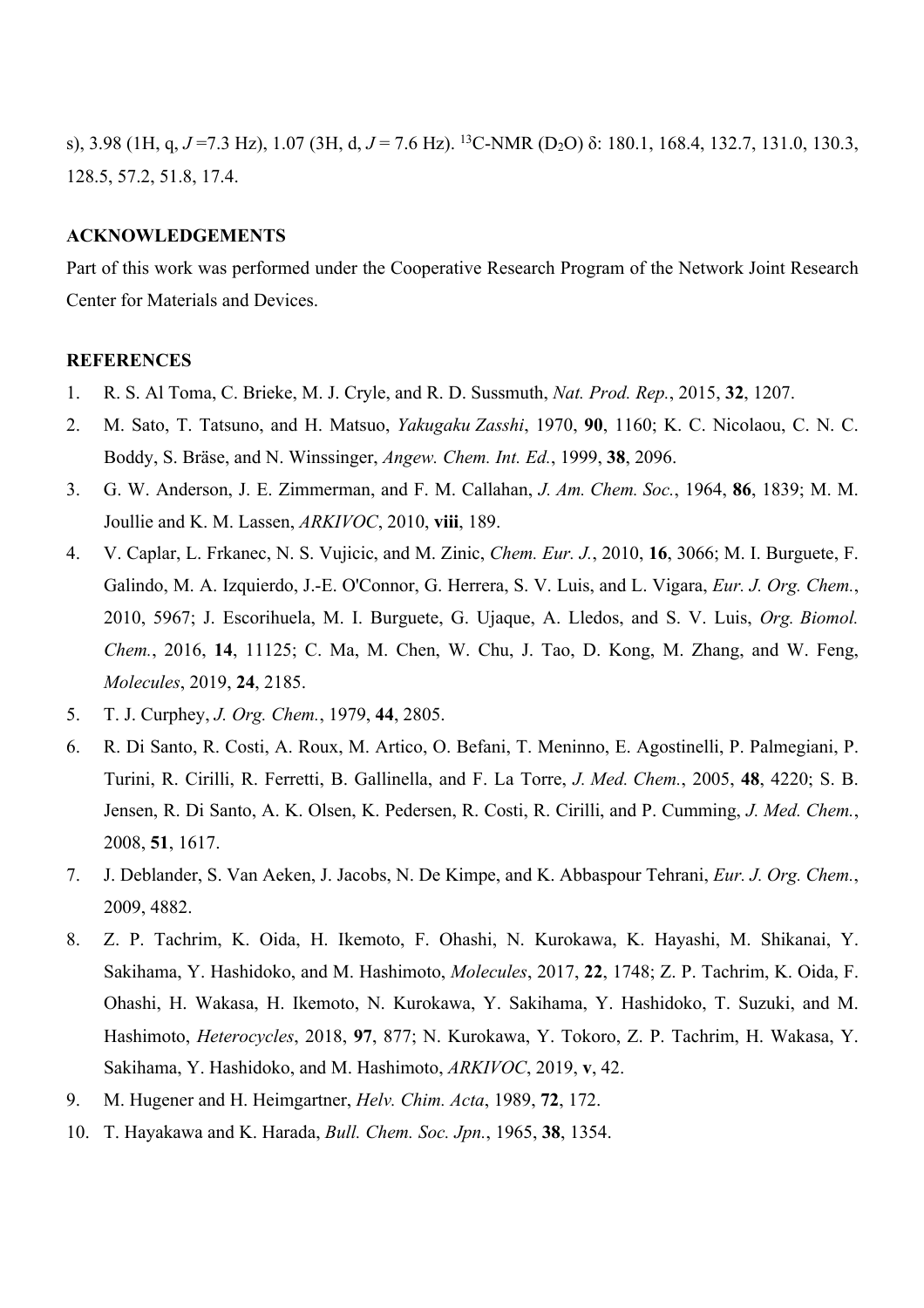s), 3.98 (1H, q, $J$ =7.3 Hz), 1.07 (3H, d, $J$ = 7.6 Hz). $^{13}$C-NMR ($D_2O$) δ: 180.1, 168.4, 132.7, 131.0, 130.3, 128.5, 57.2, 51.8, 17.4.

**ACKNOWLEDGEMENTS**

Part of this work was performed under the Cooperative Research Program of the Network Joint Research Center for Materials and Devices.

**REFERENCES**

1. R. S. Al Toma, C. Brieke, M. J. Cryle, and R. D. Sussmuth, *Nat. Prod. Rep.*, 2015, **32**, 1207.
2. M. Sato, T. Tatsuno, and H. Matsuo, *Yakugaku Zasshi*, 1970, **90**, 1160; K. C. Nicolaou, C. N. C. Boddy, S. Bräse, and N. Winssinger, *Angew. Chem. Int. Ed.*, 1999, **38**, 2096.
3. G. W. Anderson, J. E. Zimmerman, and F. M. Callahan, *J. Am. Chem. Soc.*, 1964, **86**, 1839; M. M. Joullie and K. M. Lassen, *ARKIVOC*, 2010, **viii**, 189.
4. V. Caplar, L. Frkanec, N. S. Vujicic, and M. Zinic, *Chem. Eur. J.*, 2010, **16**, 3066; M. I. Burguete, F. Galindo, M. A. Izquierdo, J.-E. O'Connor, G. Herrera, S. V. Luis, and L. Vigara, *Eur. J. Org. Chem.*, 2010, 5967; J. Escorihuela, M. I. Burguete, G. Ujaque, A. Lledos, and S. V. Luis, *Org. Biomol. Chem.*, 2016, **14**, 11125; C. Ma, M. Chen, W. Chu, J. Tao, D. Kong, M. Zhang, and W. Feng, *Molecules*, 2019, **24**, 2185.
5. T. J. Curphey, *J. Org. Chem.*, 1979, **44**, 2805.
6. R. Di Santo, R. Costi, A. Roux, M. Artico, O. Befani, T. Meninno, E. Agostinelli, P. Palmegiani, P. Turini, R. Cirilli, R. Ferretti, B. Gallinella, and F. La Torre, *J. Med. Chem.*, 2005, **48**, 4220; S. B. Jensen, R. Di Santo, A. K. Olsen, K. Pedersen, R. Costi, R. Cirilli, and P. Cumming, *J. Med. Chem.*, 2008, **51**, 1617.
7. J. Deblander, S. Van Aeken, J. Jacobs, N. De Kimpe, and K. Abbaspour Tehrani, *Eur. J. Org. Chem.*, 2009, 4882.
8. Z. P. Tachrim, K. Oida, H. Ikemoto, F. Ohashi, N. Kurokawa, K. Hayashi, M. Shikanai, Y. Sakihama, Y. Hashidoko, and M. Hashimoto, *Molecules*, 2017, **22**, 1748; Z. P. Tachrim, K. Oida, F. Ohashi, H. Wakasa, H. Ikemoto, N. Kurokawa, Y. Sakihama, Y. Hashidoko, T. Suzuki, and M. Hashimoto, *Heterocycles*, 2018, **97**, 877; N. Kurokawa, Y. Tokoro, Z. P. Tachrim, H. Wakasa, Y. Sakihama, Y. Hashidoko, and M. Hashimoto, *ARKIVOC*, 2019, **v**, 42.
9. M. Hugener and H. Heimgartner, *Helv. Chim. Acta*, 1989, **72**, 172.
10. T. Hayakawa and K. Harada, *Bull. Chem. Soc. Jpn.*, 1965, **38**, 1354.